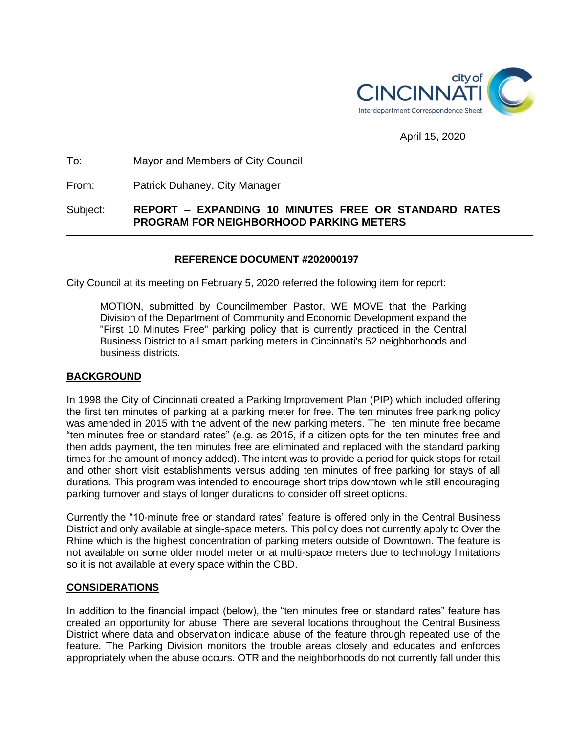city of CINCINNATI
Interdepartment Correspondence Sheet

April 15, 2020

To: Mayor and Members of City Council

From: Patrick Duhaney, City Manager

Subject: **REPORT – EXPANDING 10 MINUTES FREE OR STANDARD RATES PROGRAM FOR NEIGHBORHOOD PARKING METERS**

---

**REFERENCE DOCUMENT #202000197**

City Council at its meeting on February 5, 2020 referred the following item for report:

> MOTION, submitted by Councilmember Pastor, WE MOVE that the Parking Division of the Department of Community and Economic Development expand the "First 10 Minutes Free" parking policy that is currently practiced in the Central Business District to all smart parking meters in Cincinnati's 52 neighborhoods and business districts.

## BACKGROUND

In 1998 the City of Cincinnati created a Parking Improvement Plan (PIP) which included offering the first ten minutes of parking at a parking meter for free. The ten minutes free parking policy was amended in 2015 with the advent of the new parking meters. The ten minute free became "ten minutes free or standard rates" (e.g. as 2015, if a citizen opts for the ten minutes free and then adds payment, the ten minutes free are eliminated and replaced with the standard parking times for the amount of money added). The intent was to provide a period for quick stops for retail and other short visit establishments versus adding ten minutes of free parking for stays of all durations. This program was intended to encourage short trips downtown while still encouraging parking turnover and stays of longer durations to consider off street options.

Currently the "10-minute free or standard rates" feature is offered only in the Central Business District and only available at single-space meters. This policy does not currently apply to Over the Rhine which is the highest concentration of parking meters outside of Downtown. The feature is not available on some older model meter or at multi-space meters due to technology limitations so it is not available at every space within the CBD.

## CONSIDERATIONS

In addition to the financial impact (below), the "ten minutes free or standard rates" feature has created an opportunity for abuse. There are several locations throughout the Central Business District where data and observation indicate abuse of the feature through repeated use of the feature. The Parking Division monitors the trouble areas closely and educates and enforces appropriately when the abuse occurs. OTR and the neighborhoods do not currently fall under this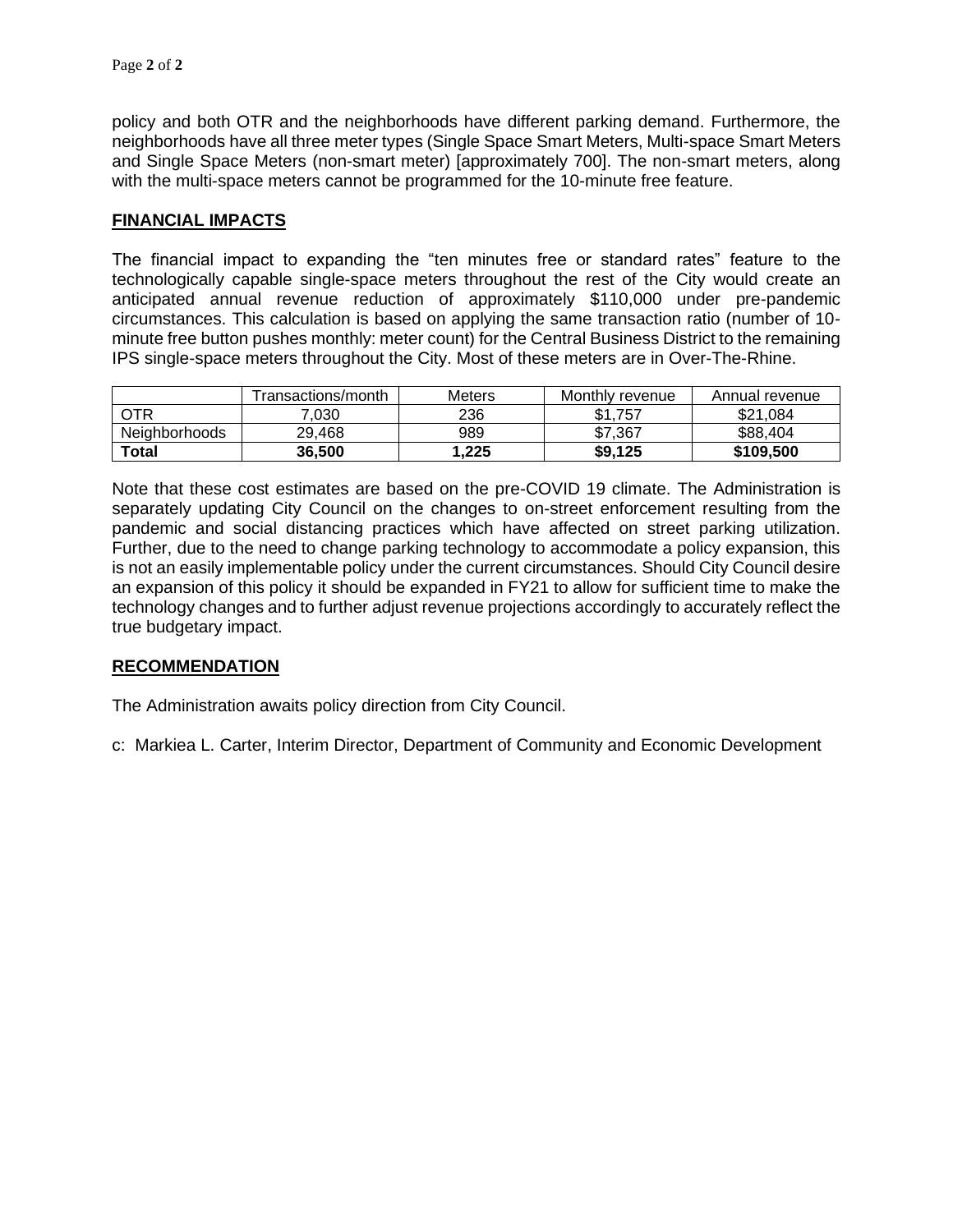policy and both OTR and the neighborhoods have different parking demand. Furthermore, the neighborhoods have all three meter types (Single Space Smart Meters, Multi-space Smart Meters and Single Space Meters (non-smart meter) [approximately 700]. The non-smart meters, along with the multi-space meters cannot be programmed for the 10-minute free feature.

## FINANCIAL IMPACTS

The financial impact to expanding the "ten minutes free or standard rates" feature to the technologically capable single-space meters throughout the rest of the City would create an anticipated annual revenue reduction of approximately $110,000 under pre-pandemic circumstances. This calculation is based on applying the same transaction ratio (number of 10-minute free button pushes monthly: meter count) for the Central Business District to the remaining IPS single-space meters throughout the City. Most of these meters are in Over-The-Rhine.

| | Transactions/month | Meters | Monthly revenue | Annual revenue |
|---|---|---|---|---|
| OTR | 7,030 | 236 | $1,757 | $21,084 |
| Neighborhoods | 29,468 | 989 | $7,367 | $88,404 |
| **Total** | **36,500** | **1,225** | **$9,125** | **$109,500** |

Note that these cost estimates are based on the pre-COVID 19 climate. The Administration is separately updating City Council on the changes to on-street enforcement resulting from the pandemic and social distancing practices which have affected on street parking utilization. Further, due to the need to change parking technology to accommodate a policy expansion, this is not an easily implementable policy under the current circumstances. Should City Council desire an expansion of this policy it should be expanded in FY21 to allow for sufficient time to make the technology changes and to further adjust revenue projections accordingly to accurately reflect the true budgetary impact.

## RECOMMENDATION

The Administration awaits policy direction from City Council.

c: Markiea L. Carter, Interim Director, Department of Community and Economic Development